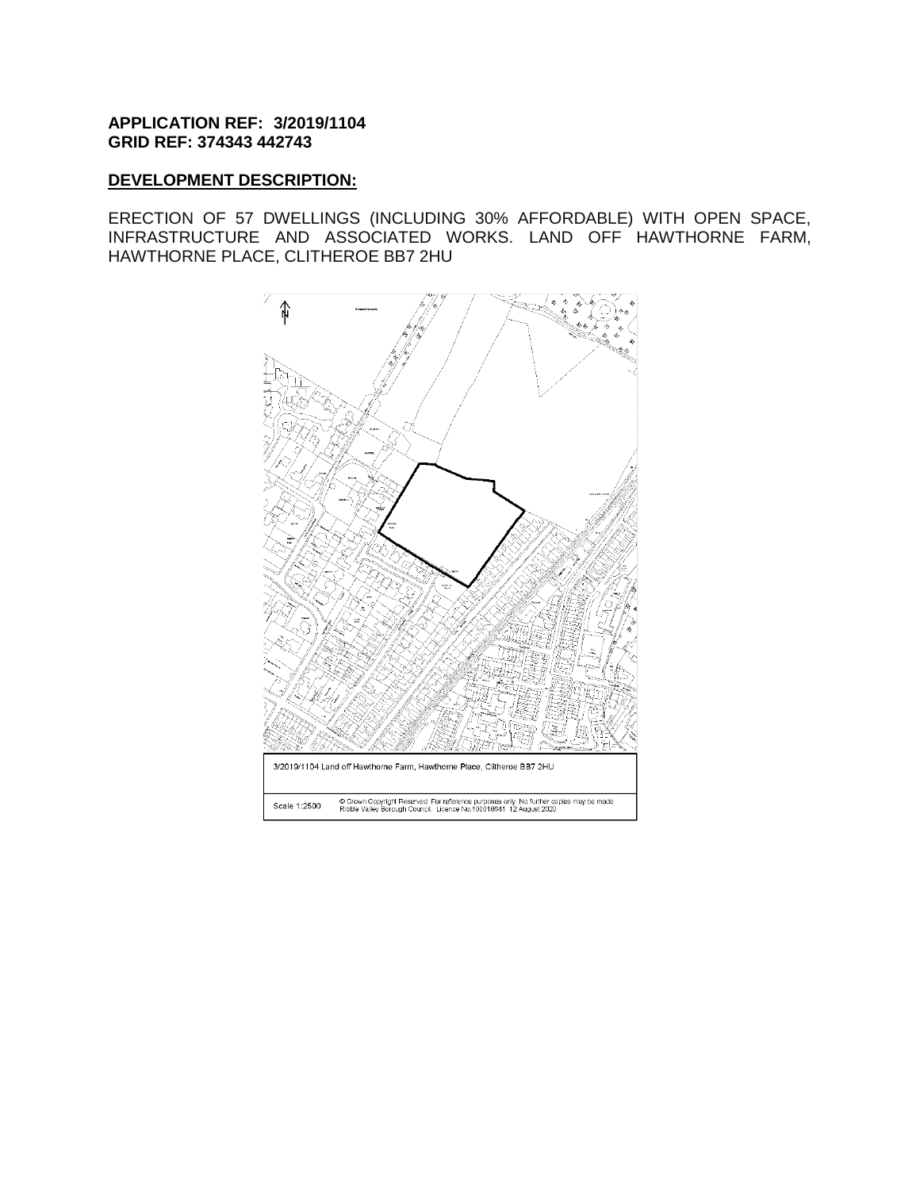**APPLICATION REF: 3/2019/1104**
**GRID REF: 374343 442743**

**DEVELOPMENT DESCRIPTION:**

ERECTION OF 57 DWELLINGS (INCLUDING 30% AFFORDABLE) WITH OPEN SPACE, INFRASTRUCTURE AND ASSOCIATED WORKS. LAND OFF HAWTHORNE FARM, HAWTHORNE PLACE, CLITHEROE BB7 2HU

3/2019/1104 Land off Hawthorne Farm, Hawthorne Place, Clitheroe BB7 2HU

Scale 1:2500 © Crown Copyright Reserved. For reference purposes only. No further copies may be made. Ribble Valley Borough Council. Licence No.100018641 12 August 2020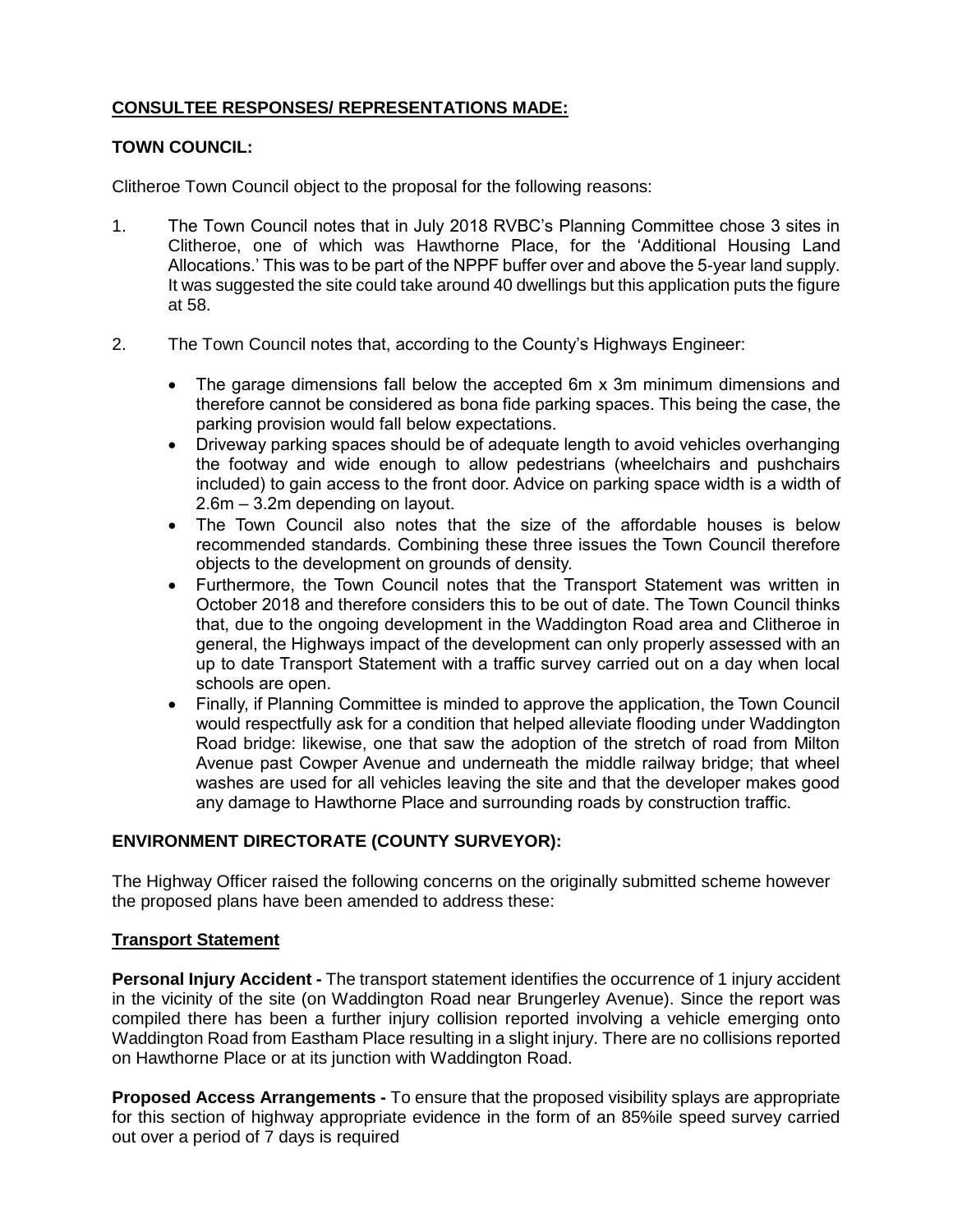## CONSULTEE RESPONSES/ REPRESENTATIONS MADE:

### TOWN COUNCIL:

Clitheroe Town Council object to the proposal for the following reasons:

1. The Town Council notes that in July 2018 RVBC's Planning Committee chose 3 sites in Clitheroe, one of which was Hawthorne Place, for the 'Additional Housing Land Allocations.' This was to be part of the NPPF buffer over and above the 5-year land supply. It was suggested the site could take around 40 dwellings but this application puts the figure at 58.

2. The Town Council notes that, according to the County's Highways Engineer:

   - The garage dimensions fall below the accepted 6m x 3m minimum dimensions and therefore cannot be considered as bona fide parking spaces. This being the case, the parking provision would fall below expectations.
   - Driveway parking spaces should be of adequate length to avoid vehicles overhanging the footway and wide enough to allow pedestrians (wheelchairs and pushchairs included) to gain access to the front door. Advice on parking space width is a width of 2.6m – 3.2m depending on layout.
   - The Town Council also notes that the size of the affordable houses is below recommended standards. Combining these three issues the Town Council therefore objects to the development on grounds of density.
   - Furthermore, the Town Council notes that the Transport Statement was written in October 2018 and therefore considers this to be out of date. The Town Council thinks that, due to the ongoing development in the Waddington Road area and Clitheroe in general, the Highways impact of the development can only properly assessed with an up to date Transport Statement with a traffic survey carried out on a day when local schools are open.
   - Finally, if Planning Committee is minded to approve the application, the Town Council would respectfully ask for a condition that helped alleviate flooding under Waddington Road bridge: likewise, one that saw the adoption of the stretch of road from Milton Avenue past Cowper Avenue and underneath the middle railway bridge; that wheel washes are used for all vehicles leaving the site and that the developer makes good any damage to Hawthorne Place and surrounding roads by construction traffic.

### ENVIRONMENT DIRECTORATE (COUNTY SURVEYOR):

The Highway Officer raised the following concerns on the originally submitted scheme however the proposed plans have been amended to address these:

**Transport Statement**

**Personal Injury Accident -** The transport statement identifies the occurrence of 1 injury accident in the vicinity of the site (on Waddington Road near Brungerley Avenue). Since the report was compiled there has been a further injury collision reported involving a vehicle emerging onto Waddington Road from Eastham Place resulting in a slight injury. There are no collisions reported on Hawthorne Place or at its junction with Waddington Road.

**Proposed Access Arrangements -** To ensure that the proposed visibility splays are appropriate for this section of highway appropriate evidence in the form of an 85%ile speed survey carried out over a period of 7 days is required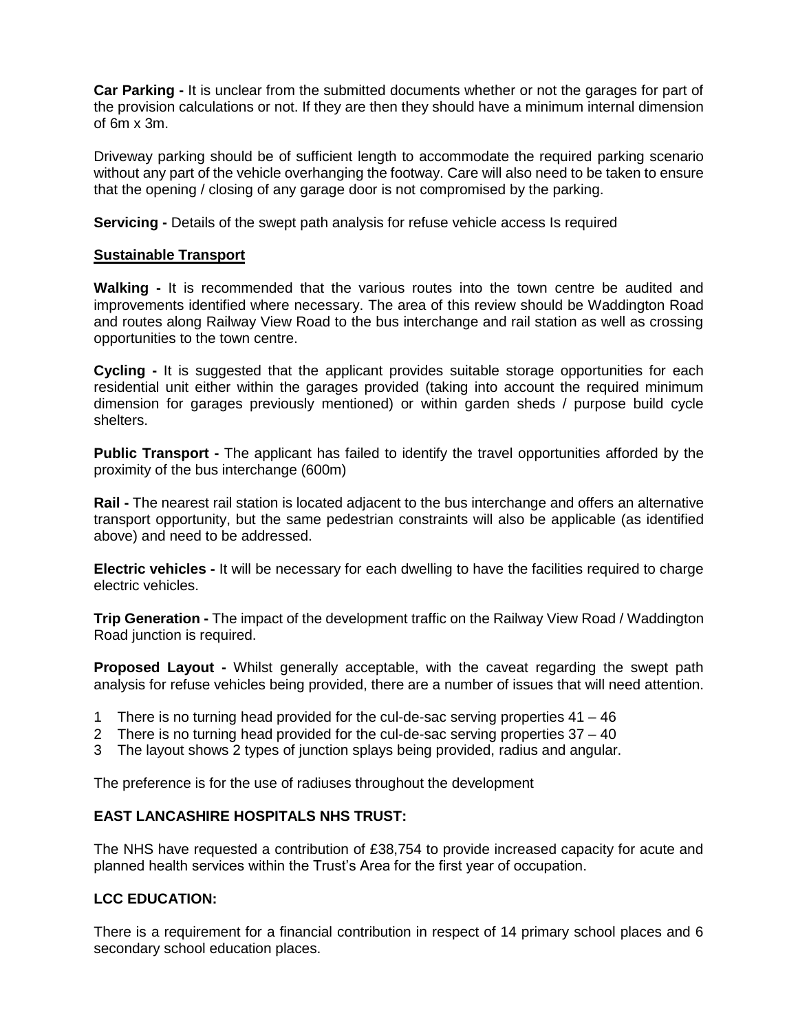**Car Parking -** It is unclear from the submitted documents whether or not the garages for part of the provision calculations or not. If they are then they should have a minimum internal dimension of 6m x 3m.

Driveway parking should be of sufficient length to accommodate the required parking scenario without any part of the vehicle overhanging the footway. Care will also need to be taken to ensure that the opening / closing of any garage door is not compromised by the parking.

**Servicing -** Details of the swept path analysis for refuse vehicle access Is required

**<u>Sustainable Transport</u>**

**Walking -** It is recommended that the various routes into the town centre be audited and improvements identified where necessary. The area of this review should be Waddington Road and routes along Railway View Road to the bus interchange and rail station as well as crossing opportunities to the town centre.

**Cycling -** It is suggested that the applicant provides suitable storage opportunities for each residential unit either within the garages provided (taking into account the required minimum dimension for garages previously mentioned) or within garden sheds / purpose build cycle shelters.

**Public Transport -** The applicant has failed to identify the travel opportunities afforded by the proximity of the bus interchange (600m)

**Rail -** The nearest rail station is located adjacent to the bus interchange and offers an alternative transport opportunity, but the same pedestrian constraints will also be applicable (as identified above) and need to be addressed.

**Electric vehicles -** It will be necessary for each dwelling to have the facilities required to charge electric vehicles.

**Trip Generation -** The impact of the development traffic on the Railway View Road / Waddington Road junction is required.

**Proposed Layout -** Whilst generally acceptable, with the caveat regarding the swept path analysis for refuse vehicles being provided, there are a number of issues that will need attention.

1. There is no turning head provided for the cul-de-sac serving properties 41 – 46
2. There is no turning head provided for the cul-de-sac serving properties 37 – 40
3. The layout shows 2 types of junction splays being provided, radius and angular.

The preference is for the use of radiuses throughout the development

**EAST LANCASHIRE HOSPITALS NHS TRUST:**

The NHS have requested a contribution of £38,754 to provide increased capacity for acute and planned health services within the Trust's Area for the first year of occupation.

**LCC EDUCATION:**

There is a requirement for a financial contribution in respect of 14 primary school places and 6 secondary school education places.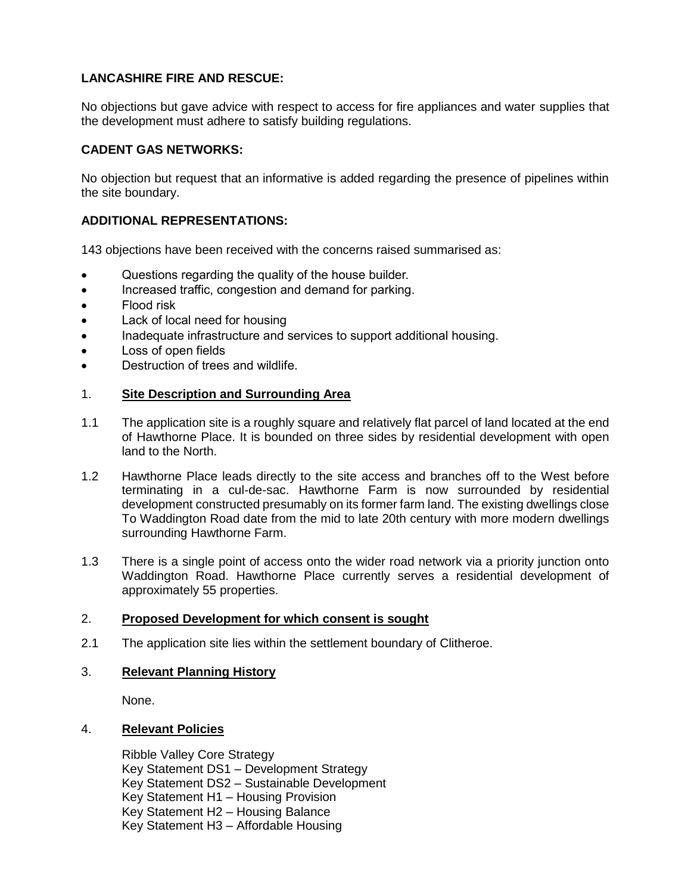**LANCASHIRE FIRE AND RESCUE:**

No objections but gave advice with respect to access for fire appliances and water supplies that the development must adhere to satisfy building regulations.

**CADENT GAS NETWORKS:**

No objection but request that an informative is added regarding the presence of pipelines within the site boundary.

**ADDITIONAL REPRESENTATIONS:**

143 objections have been received with the concerns raised summarised as:

- Questions regarding the quality of the house builder.
- Increased traffic, congestion and demand for parking.
- Flood risk
- Lack of local need for housing
- Inadequate infrastructure and services to support additional housing.
- Loss of open fields
- Destruction of trees and wildlife.

1. **Site Description and Surrounding Area**

1.1 The application site is a roughly square and relatively flat parcel of land located at the end of Hawthorne Place. It is bounded on three sides by residential development with open land to the North.

1.2 Hawthorne Place leads directly to the site access and branches off to the West before terminating in a cul-de-sac. Hawthorne Farm is now surrounded by residential development constructed presumably on its former farm land. The existing dwellings close To Waddington Road date from the mid to late 20th century with more modern dwellings surrounding Hawthorne Farm.

1.3 There is a single point of access onto the wider road network via a priority junction onto Waddington Road. Hawthorne Place currently serves a residential development of approximately 55 properties.

2. **Proposed Development for which consent is sought**

2.1 The application site lies within the settlement boundary of Clitheroe.

3. **Relevant Planning History**

None.

4. **Relevant Policies**

Ribble Valley Core Strategy
Key Statement DS1 – Development Strategy
Key Statement DS2 – Sustainable Development
Key Statement H1 – Housing Provision
Key Statement H2 – Housing Balance
Key Statement H3 – Affordable Housing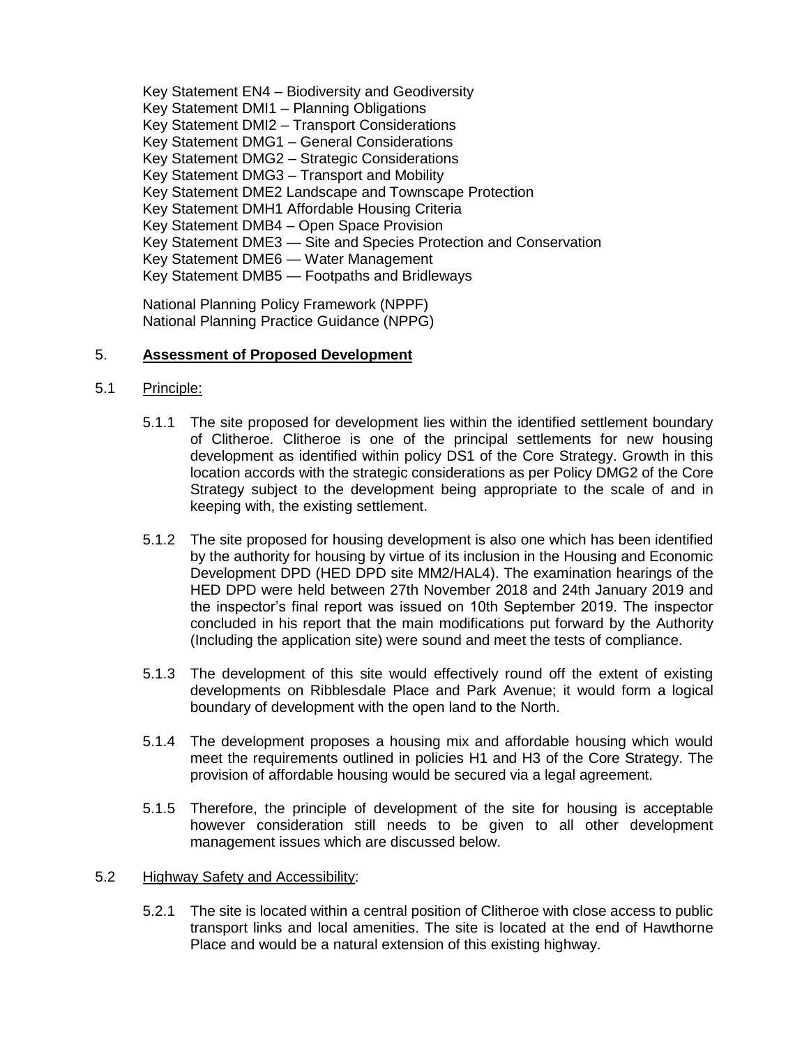Key Statement EN4 – Biodiversity and Geodiversity
Key Statement DMI1 – Planning Obligations
Key Statement DMI2 – Transport Considerations
Key Statement DMG1 – General Considerations
Key Statement DMG2 – Strategic Considerations
Key Statement DMG3 – Transport and Mobility
Key Statement DME2 Landscape and Townscape Protection
Key Statement DMH1 Affordable Housing Criteria
Key Statement DMB4 – Open Space Provision
Key Statement DME3 — Site and Species Protection and Conservation
Key Statement DME6 — Water Management
Key Statement DMB5 — Footpaths and Bridleways

National Planning Policy Framework (NPPF)
National Planning Practice Guidance (NPPG)

## 5. **Assessment of Proposed Development**

### 5.1 Principle:

5.1.1 The site proposed for development lies within the identified settlement boundary of Clitheroe. Clitheroe is one of the principal settlements for new housing development as identified within policy DS1 of the Core Strategy. Growth in this location accords with the strategic considerations as per Policy DMG2 of the Core Strategy subject to the development being appropriate to the scale of and in keeping with, the existing settlement.

5.1.2 The site proposed for housing development is also one which has been identified by the authority for housing by virtue of its inclusion in the Housing and Economic Development DPD (HED DPD site MM2/HAL4). The examination hearings of the HED DPD were held between 27th November 2018 and 24th January 2019 and the inspector's final report was issued on 10th September 2019. The inspector concluded in his report that the main modifications put forward by the Authority (Including the application site) were sound and meet the tests of compliance.

5.1.3 The development of this site would effectively round off the extent of existing developments on Ribblesdale Place and Park Avenue; it would form a logical boundary of development with the open land to the North.

5.1.4 The development proposes a housing mix and affordable housing which would meet the requirements outlined in policies H1 and H3 of the Core Strategy. The provision of affordable housing would be secured via a legal agreement.

5.1.5 Therefore, the principle of development of the site for housing is acceptable however consideration still needs to be given to all other development management issues which are discussed below.

### 5.2 Highway Safety and Accessibility:

5.2.1 The site is located within a central position of Clitheroe with close access to public transport links and local amenities. The site is located at the end of Hawthorne Place and would be a natural extension of this existing highway.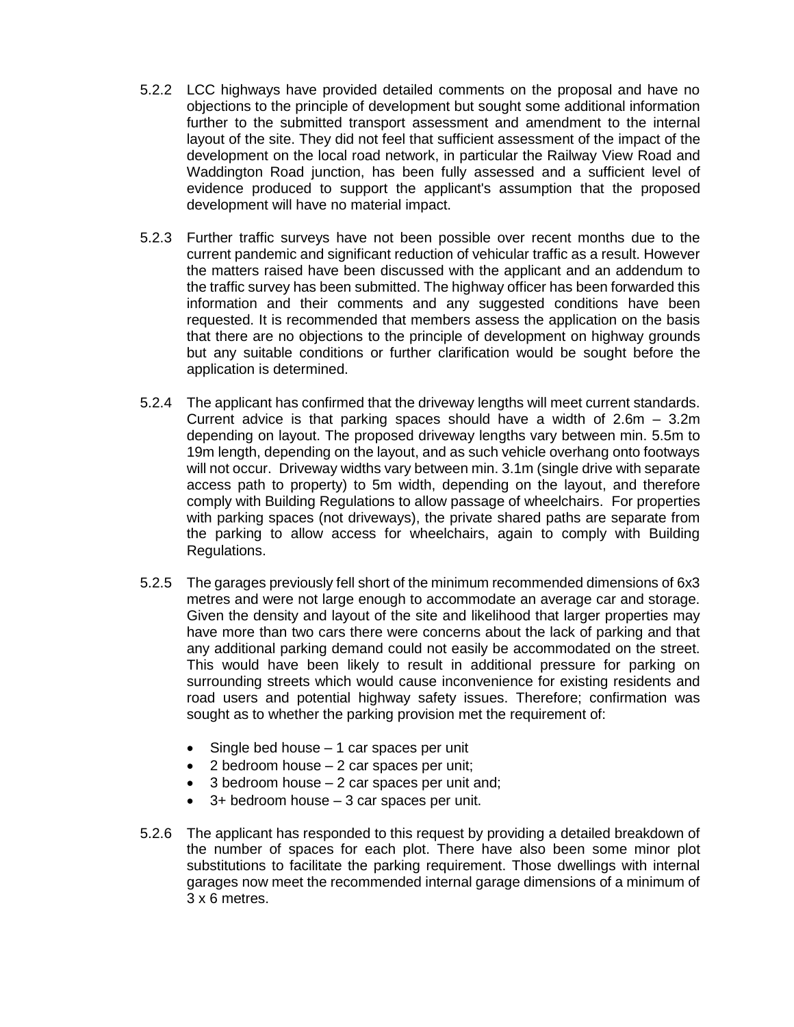5.2.2 LCC highways have provided detailed comments on the proposal and have no objections to the principle of development but sought some additional information further to the submitted transport assessment and amendment to the internal layout of the site. They did not feel that sufficient assessment of the impact of the development on the local road network, in particular the Railway View Road and Waddington Road junction, has been fully assessed and a sufficient level of evidence produced to support the applicant's assumption that the proposed development will have no material impact.

5.2.3 Further traffic surveys have not been possible over recent months due to the current pandemic and significant reduction of vehicular traffic as a result. However the matters raised have been discussed with the applicant and an addendum to the traffic survey has been submitted. The highway officer has been forwarded this information and their comments and any suggested conditions have been requested. It is recommended that members assess the application on the basis that there are no objections to the principle of development on highway grounds but any suitable conditions or further clarification would be sought before the application is determined.

5.2.4 The applicant has confirmed that the driveway lengths will meet current standards. Current advice is that parking spaces should have a width of 2.6m – 3.2m depending on layout. The proposed driveway lengths vary between min. 5.5m to 19m length, depending on the layout, and as such vehicle overhang onto footways will not occur. Driveway widths vary between min. 3.1m (single drive with separate access path to property) to 5m width, depending on the layout, and therefore comply with Building Regulations to allow passage of wheelchairs. For properties with parking spaces (not driveways), the private shared paths are separate from the parking to allow access for wheelchairs, again to comply with Building Regulations.

5.2.5 The garages previously fell short of the minimum recommended dimensions of 6x3 metres and were not large enough to accommodate an average car and storage. Given the density and layout of the site and likelihood that larger properties may have more than two cars there were concerns about the lack of parking and that any additional parking demand could not easily be accommodated on the street. This would have been likely to result in additional pressure for parking on surrounding streets which would cause inconvenience for existing residents and road users and potential highway safety issues. Therefore; confirmation was sought as to whether the parking provision met the requirement of:

- Single bed house – 1 car spaces per unit
- 2 bedroom house – 2 car spaces per unit;
- 3 bedroom house – 2 car spaces per unit and;
- 3+ bedroom house – 3 car spaces per unit.

5.2.6 The applicant has responded to this request by providing a detailed breakdown of the number of spaces for each plot. There have also been some minor plot substitutions to facilitate the parking requirement. Those dwellings with internal garages now meet the recommended internal garage dimensions of a minimum of 3 x 6 metres.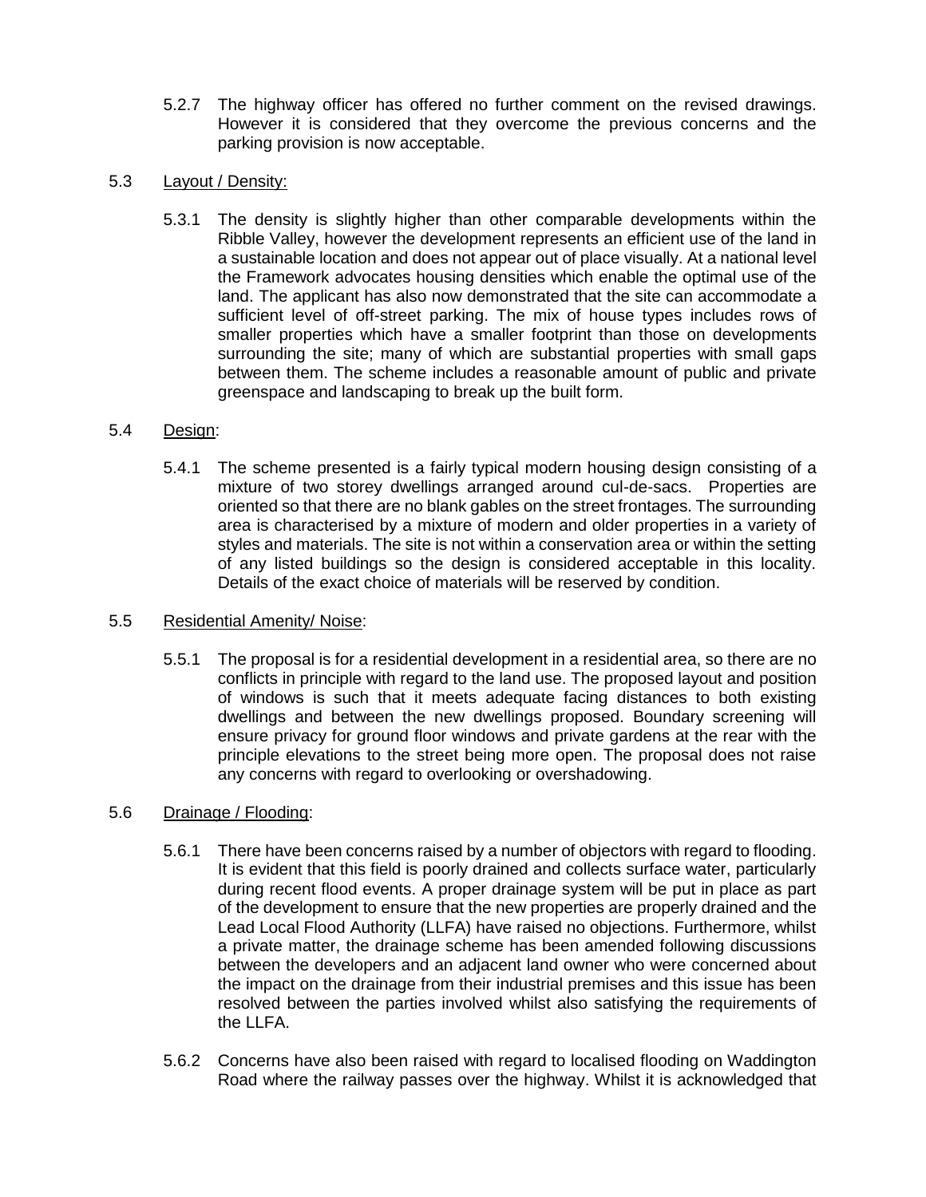5.2.7 The highway officer has offered no further comment on the revised drawings. However it is considered that they overcome the previous concerns and the parking provision is now acceptable.

5.3 Layout / Density:

5.3.1 The density is slightly higher than other comparable developments within the Ribble Valley, however the development represents an efficient use of the land in a sustainable location and does not appear out of place visually. At a national level the Framework advocates housing densities which enable the optimal use of the land. The applicant has also now demonstrated that the site can accommodate a sufficient level of off-street parking. The mix of house types includes rows of smaller properties which have a smaller footprint than those on developments surrounding the site; many of which are substantial properties with small gaps between them. The scheme includes a reasonable amount of public and private greenspace and landscaping to break up the built form.

5.4 Design:

5.4.1 The scheme presented is a fairly typical modern housing design consisting of a mixture of two storey dwellings arranged around cul-de-sacs. Properties are oriented so that there are no blank gables on the street frontages. The surrounding area is characterised by a mixture of modern and older properties in a variety of styles and materials. The site is not within a conservation area or within the setting of any listed buildings so the design is considered acceptable in this locality. Details of the exact choice of materials will be reserved by condition.

5.5 Residential Amenity/ Noise:

5.5.1 The proposal is for a residential development in a residential area, so there are no conflicts in principle with regard to the land use. The proposed layout and position of windows is such that it meets adequate facing distances to both existing dwellings and between the new dwellings proposed. Boundary screening will ensure privacy for ground floor windows and private gardens at the rear with the principle elevations to the street being more open. The proposal does not raise any concerns with regard to overlooking or overshadowing.

5.6 Drainage / Flooding:

5.6.1 There have been concerns raised by a number of objectors with regard to flooding. It is evident that this field is poorly drained and collects surface water, particularly during recent flood events. A proper drainage system will be put in place as part of the development to ensure that the new properties are properly drained and the Lead Local Flood Authority (LLFA) have raised no objections. Furthermore, whilst a private matter, the drainage scheme has been amended following discussions between the developers and an adjacent land owner who were concerned about the impact on the drainage from their industrial premises and this issue has been resolved between the parties involved whilst also satisfying the requirements of the LLFA.

5.6.2 Concerns have also been raised with regard to localised flooding on Waddington Road where the railway passes over the highway. Whilst it is acknowledged that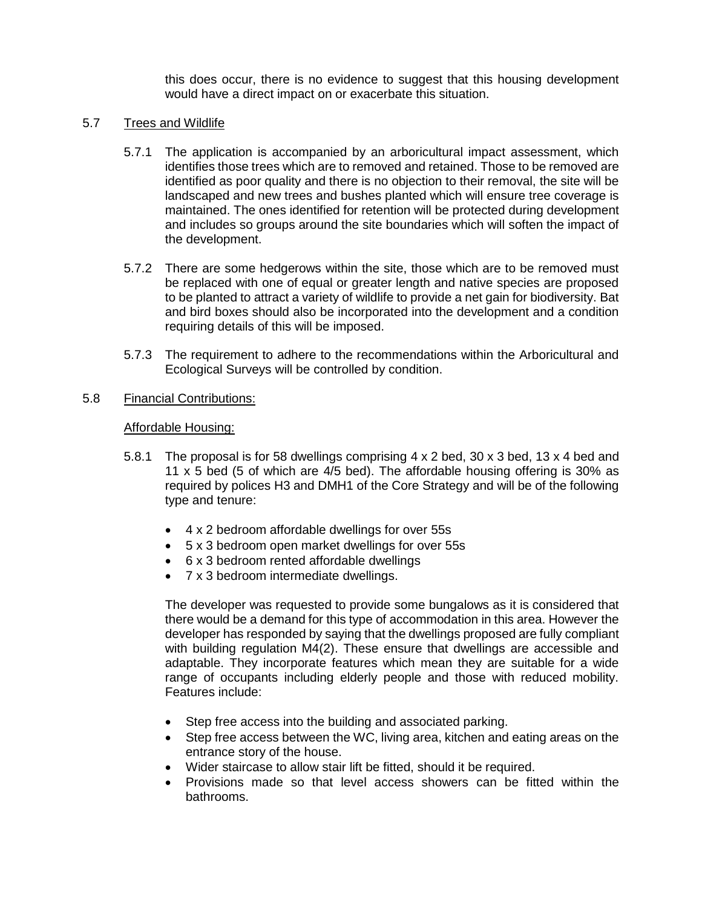this does occur, there is no evidence to suggest that this housing development would have a direct impact on or exacerbate this situation.

5.7 Trees and Wildlife

5.7.1 The application is accompanied by an arboricultural impact assessment, which identifies those trees which are to removed and retained. Those to be removed are identified as poor quality and there is no objection to their removal, the site will be landscaped and new trees and bushes planted which will ensure tree coverage is maintained. The ones identified for retention will be protected during development and includes so groups around the site boundaries which will soften the impact of the development.

5.7.2 There are some hedgerows within the site, those which are to be removed must be replaced with one of equal or greater length and native species are proposed to be planted to attract a variety of wildlife to provide a net gain for biodiversity. Bat and bird boxes should also be incorporated into the development and a condition requiring details of this will be imposed.

5.7.3 The requirement to adhere to the recommendations within the Arboricultural and Ecological Surveys will be controlled by condition.

5.8 Financial Contributions:

Affordable Housing:

5.8.1 The proposal is for 58 dwellings comprising 4 x 2 bed, 30 x 3 bed, 13 x 4 bed and 11 x 5 bed (5 of which are 4/5 bed). The affordable housing offering is 30% as required by polices H3 and DMH1 of the Core Strategy and will be of the following type and tenure:

- 4 x 2 bedroom affordable dwellings for over 55s
- 5 x 3 bedroom open market dwellings for over 55s
- 6 x 3 bedroom rented affordable dwellings
- 7 x 3 bedroom intermediate dwellings.

The developer was requested to provide some bungalows as it is considered that there would be a demand for this type of accommodation in this area. However the developer has responded by saying that the dwellings proposed are fully compliant with building regulation M4(2). These ensure that dwellings are accessible and adaptable. They incorporate features which mean they are suitable for a wide range of occupants including elderly people and those with reduced mobility. Features include:

- Step free access into the building and associated parking.
- Step free access between the WC, living area, kitchen and eating areas on the entrance story of the house.
- Wider staircase to allow stair lift be fitted, should it be required.
- Provisions made so that level access showers can be fitted within the bathrooms.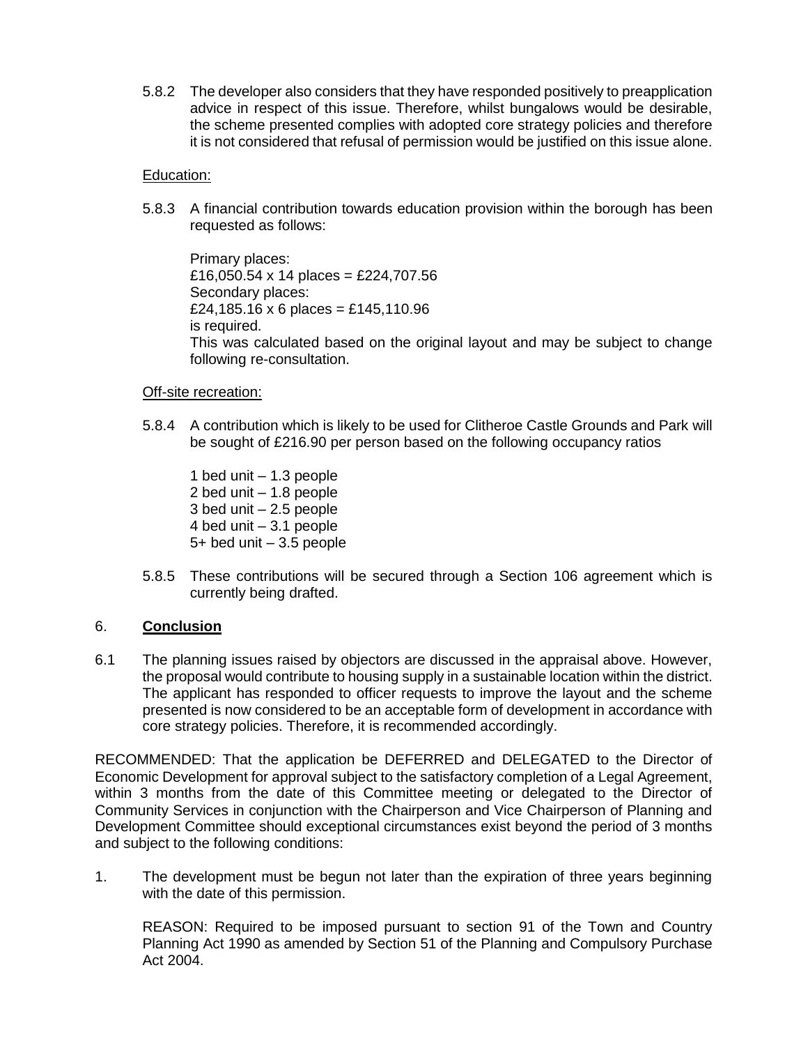5.8.2 The developer also considers that they have responded positively to preapplication advice in respect of this issue. Therefore, whilst bungalows would be desirable, the scheme presented complies with adopted core strategy policies and therefore it is not considered that refusal of permission would be justified on this issue alone.

Education:

5.8.3 A financial contribution towards education provision within the borough has been requested as follows:

Primary places:
£16,050.54 x 14 places = £224,707.56
Secondary places:
£24,185.16 x 6 places = £145,110.96
is required.
This was calculated based on the original layout and may be subject to change following re-consultation.

Off-site recreation:

5.8.4 A contribution which is likely to be used for Clitheroe Castle Grounds and Park will be sought of £216.90 per person based on the following occupancy ratios

1 bed unit – 1.3 people
2 bed unit – 1.8 people
3 bed unit – 2.5 people
4 bed unit – 3.1 people
5+ bed unit – 3.5 people

5.8.5 These contributions will be secured through a Section 106 agreement which is currently being drafted.

## 6. **Conclusion**

6.1 The planning issues raised by objectors are discussed in the appraisal above. However, the proposal would contribute to housing supply in a sustainable location within the district. The applicant has responded to officer requests to improve the layout and the scheme presented is now considered to be an acceptable form of development in accordance with core strategy policies. Therefore, it is recommended accordingly.

RECOMMENDED: That the application be DEFERRED and DELEGATED to the Director of Economic Development for approval subject to the satisfactory completion of a Legal Agreement, within 3 months from the date of this Committee meeting or delegated to the Director of Community Services in conjunction with the Chairperson and Vice Chairperson of Planning and Development Committee should exceptional circumstances exist beyond the period of 3 months and subject to the following conditions:

1. The development must be begun not later than the expiration of three years beginning with the date of this permission.

   REASON: Required to be imposed pursuant to section 91 of the Town and Country Planning Act 1990 as amended by Section 51 of the Planning and Compulsory Purchase Act 2004.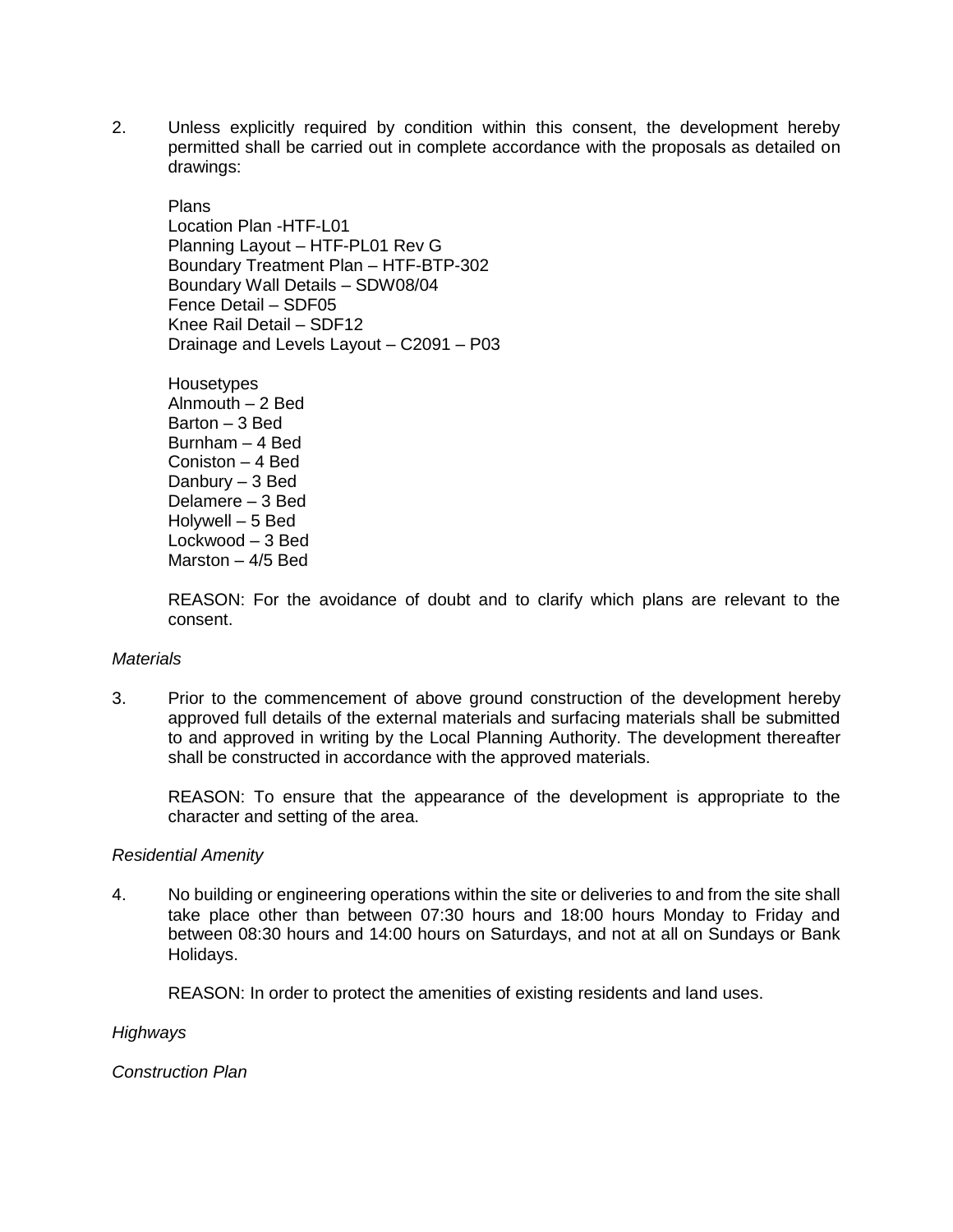2. Unless explicitly required by condition within this consent, the development hereby permitted shall be carried out in complete accordance with the proposals as detailed on drawings:

   Plans
   Location Plan -HTF-L01
   Planning Layout – HTF-PL01 Rev G
   Boundary Treatment Plan – HTF-BTP-302
   Boundary Wall Details – SDW08/04
   Fence Detail – SDF05
   Knee Rail Detail – SDF12
   Drainage and Levels Layout – C2091 – P03

   Housetypes
   Alnmouth – 2 Bed
   Barton – 3 Bed
   Burnham – 4 Bed
   Coniston – 4 Bed
   Danbury – 3 Bed
   Delamere – 3 Bed
   Holywell – 5 Bed
   Lockwood – 3 Bed
   Marston – 4/5 Bed

   REASON: For the avoidance of doubt and to clarify which plans are relevant to the consent.

*Materials*

3. Prior to the commencement of above ground construction of the development hereby approved full details of the external materials and surfacing materials shall be submitted to and approved in writing by the Local Planning Authority. The development thereafter shall be constructed in accordance with the approved materials.

   REASON: To ensure that the appearance of the development is appropriate to the character and setting of the area.

*Residential Amenity*

4. No building or engineering operations within the site or deliveries to and from the site shall take place other than between 07:30 hours and 18:00 hours Monday to Friday and between 08:30 hours and 14:00 hours on Saturdays, and not at all on Sundays or Bank Holidays.

   REASON: In order to protect the amenities of existing residents and land uses.

*Highways*

*Construction Plan*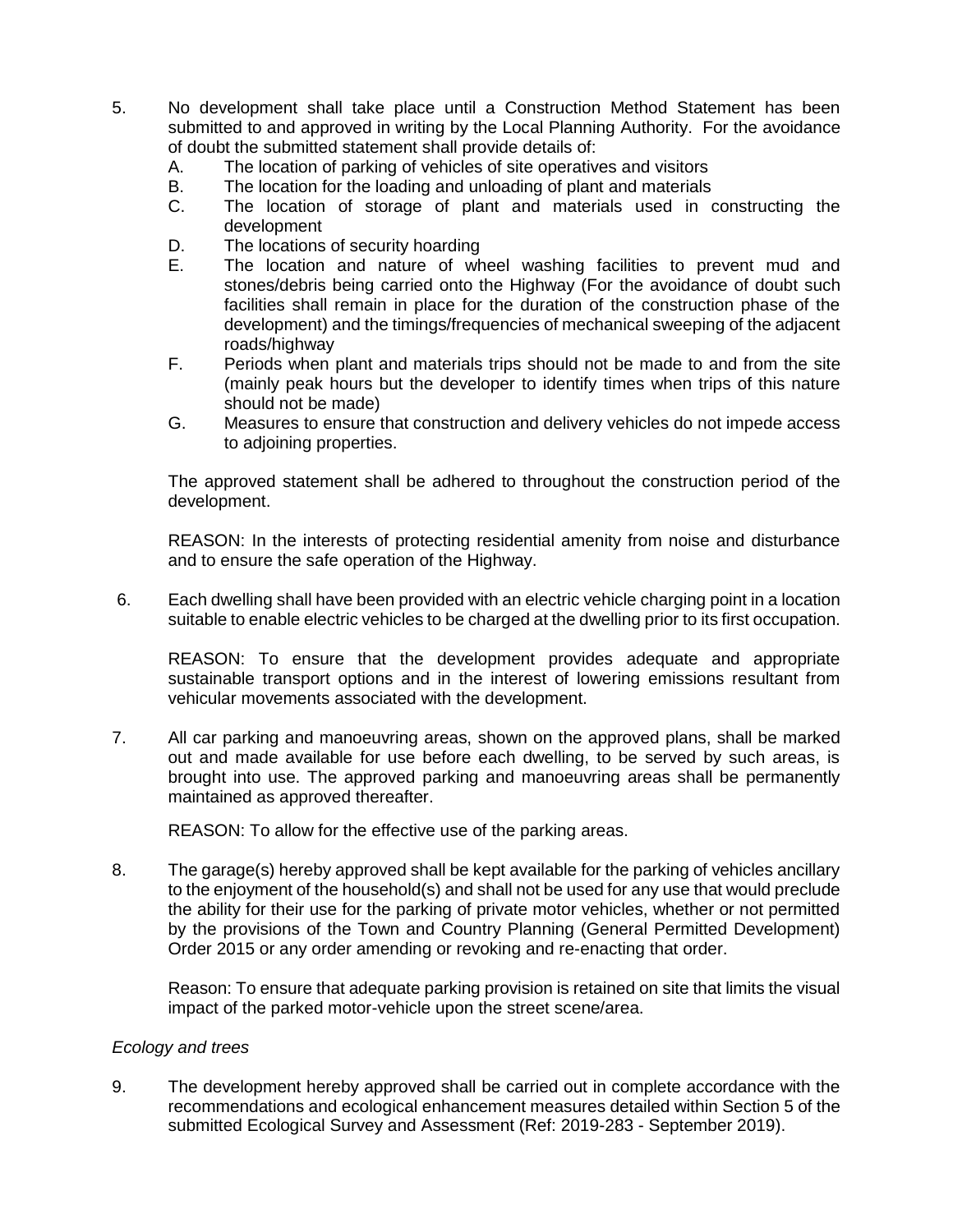5. No development shall take place until a Construction Method Statement has been submitted to and approved in writing by the Local Planning Authority. For the avoidance of doubt the submitted statement shall provide details of:
   A. The location of parking of vehicles of site operatives and visitors
   B. The location for the loading and unloading of plant and materials
   C. The location of storage of plant and materials used in constructing the development
   D. The locations of security hoarding
   E. The location and nature of wheel washing facilities to prevent mud and stones/debris being carried onto the Highway (For the avoidance of doubt such facilities shall remain in place for the duration of the construction phase of the development) and the timings/frequencies of mechanical sweeping of the adjacent roads/highway
   F. Periods when plant and materials trips should not be made to and from the site (mainly peak hours but the developer to identify times when trips of this nature should not be made)
   G. Measures to ensure that construction and delivery vehicles do not impede access to adjoining properties.

   The approved statement shall be adhered to throughout the construction period of the development.

   REASON: In the interests of protecting residential amenity from noise and disturbance and to ensure the safe operation of the Highway.

6. Each dwelling shall have been provided with an electric vehicle charging point in a location suitable to enable electric vehicles to be charged at the dwelling prior to its first occupation.

   REASON: To ensure that the development provides adequate and appropriate sustainable transport options and in the interest of lowering emissions resultant from vehicular movements associated with the development.

7. All car parking and manoeuvring areas, shown on the approved plans, shall be marked out and made available for use before each dwelling, to be served by such areas, is brought into use. The approved parking and manoeuvring areas shall be permanently maintained as approved thereafter.

   REASON: To allow for the effective use of the parking areas.

8. The garage(s) hereby approved shall be kept available for the parking of vehicles ancillary to the enjoyment of the household(s) and shall not be used for any use that would preclude the ability for their use for the parking of private motor vehicles, whether or not permitted by the provisions of the Town and Country Planning (General Permitted Development) Order 2015 or any order amending or revoking and re-enacting that order.

   Reason: To ensure that adequate parking provision is retained on site that limits the visual impact of the parked motor-vehicle upon the street scene/area.

*Ecology and trees*

9. The development hereby approved shall be carried out in complete accordance with the recommendations and ecological enhancement measures detailed within Section 5 of the submitted Ecological Survey and Assessment (Ref: 2019-283 - September 2019).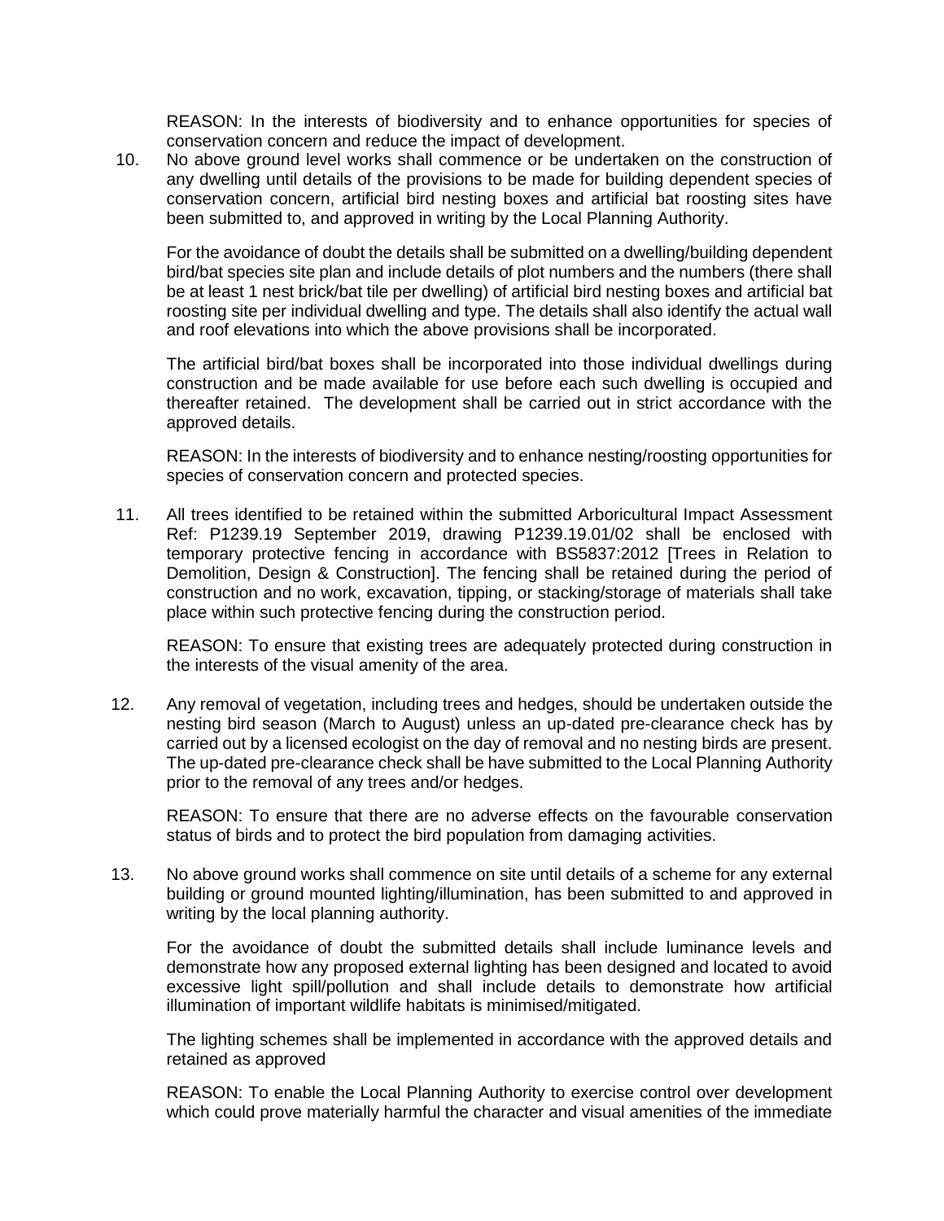REASON: In the interests of biodiversity and to enhance opportunities for species of conservation concern and reduce the impact of development.

10. No above ground level works shall commence or be undertaken on the construction of any dwelling until details of the provisions to be made for building dependent species of conservation concern, artificial bird nesting boxes and artificial bat roosting sites have been submitted to, and approved in writing by the Local Planning Authority.

    For the avoidance of doubt the details shall be submitted on a dwelling/building dependent bird/bat species site plan and include details of plot numbers and the numbers (there shall be at least 1 nest brick/bat tile per dwelling) of artificial bird nesting boxes and artificial bat roosting site per individual dwelling and type. The details shall also identify the actual wall and roof elevations into which the above provisions shall be incorporated.

    The artificial bird/bat boxes shall be incorporated into those individual dwellings during construction and be made available for use before each such dwelling is occupied and thereafter retained. The development shall be carried out in strict accordance with the approved details.

    REASON: In the interests of biodiversity and to enhance nesting/roosting opportunities for species of conservation concern and protected species.

11. All trees identified to be retained within the submitted Arboricultural Impact Assessment Ref: P1239.19 September 2019, drawing P1239.19.01/02 shall be enclosed with temporary protective fencing in accordance with BS5837:2012 [Trees in Relation to Demolition, Design & Construction]. The fencing shall be retained during the period of construction and no work, excavation, tipping, or stacking/storage of materials shall take place within such protective fencing during the construction period.

    REASON: To ensure that existing trees are adequately protected during construction in the interests of the visual amenity of the area.

12. Any removal of vegetation, including trees and hedges, should be undertaken outside the nesting bird season (March to August) unless an up-dated pre-clearance check has by carried out by a licensed ecologist on the day of removal and no nesting birds are present. The up-dated pre-clearance check shall be have submitted to the Local Planning Authority prior to the removal of any trees and/or hedges.

    REASON: To ensure that there are no adverse effects on the favourable conservation status of birds and to protect the bird population from damaging activities.

13. No above ground works shall commence on site until details of a scheme for any external building or ground mounted lighting/illumination, has been submitted to and approved in writing by the local planning authority.

    For the avoidance of doubt the submitted details shall include luminance levels and demonstrate how any proposed external lighting has been designed and located to avoid excessive light spill/pollution and shall include details to demonstrate how artificial illumination of important wildlife habitats is minimised/mitigated.

    The lighting schemes shall be implemented in accordance with the approved details and retained as approved

    REASON: To enable the Local Planning Authority to exercise control over development which could prove materially harmful the character and visual amenities of the immediate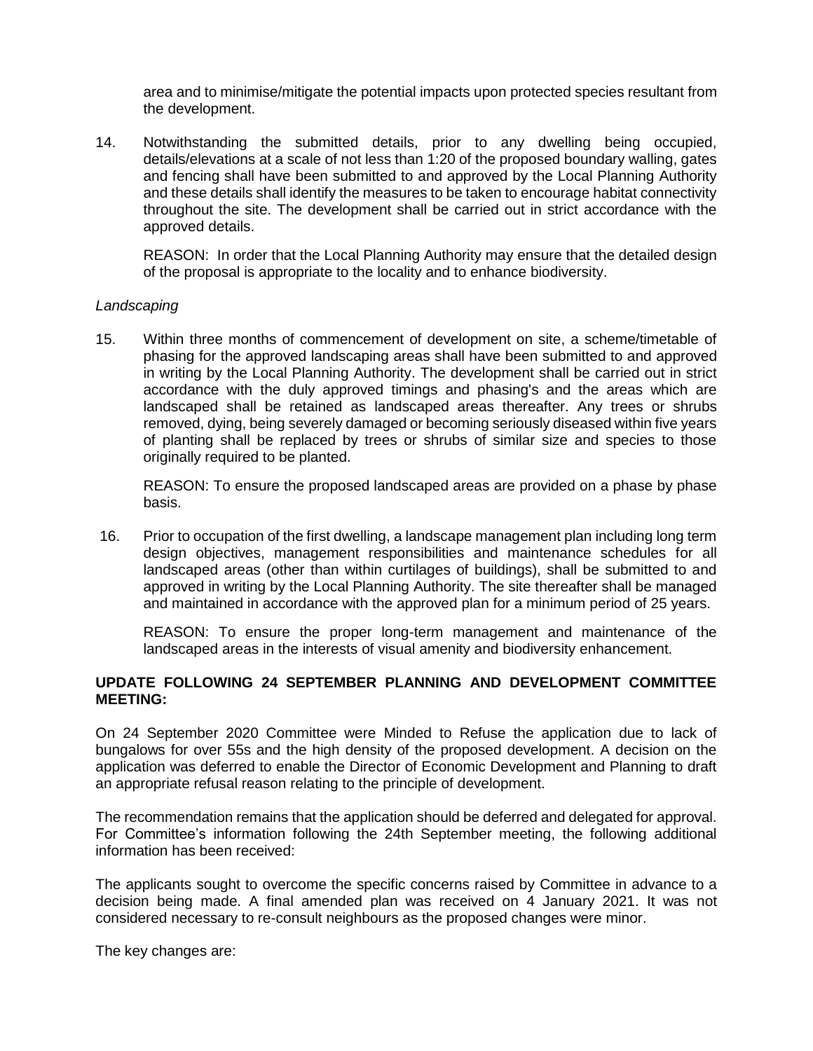area and to minimise/mitigate the potential impacts upon protected species resultant from the development.

14. Notwithstanding the submitted details, prior to any dwelling being occupied, details/elevations at a scale of not less than 1:20 of the proposed boundary walling, gates and fencing shall have been submitted to and approved by the Local Planning Authority and these details shall identify the measures to be taken to encourage habitat connectivity throughout the site. The development shall be carried out in strict accordance with the approved details.

    REASON: In order that the Local Planning Authority may ensure that the detailed design of the proposal is appropriate to the locality and to enhance biodiversity.

*Landscaping*

15. Within three months of commencement of development on site, a scheme/timetable of phasing for the approved landscaping areas shall have been submitted to and approved in writing by the Local Planning Authority. The development shall be carried out in strict accordance with the duly approved timings and phasing's and the areas which are landscaped shall be retained as landscaped areas thereafter. Any trees or shrubs removed, dying, being severely damaged or becoming seriously diseased within five years of planting shall be replaced by trees or shrubs of similar size and species to those originally required to be planted.

    REASON: To ensure the proposed landscaped areas are provided on a phase by phase basis.

16. Prior to occupation of the first dwelling, a landscape management plan including long term design objectives, management responsibilities and maintenance schedules for all landscaped areas (other than within curtilages of buildings), shall be submitted to and approved in writing by the Local Planning Authority. The site thereafter shall be managed and maintained in accordance with the approved plan for a minimum period of 25 years.

    REASON: To ensure the proper long-term management and maintenance of the landscaped areas in the interests of visual amenity and biodiversity enhancement.

**UPDATE FOLLOWING 24 SEPTEMBER PLANNING AND DEVELOPMENT COMMITTEE MEETING:**

On 24 September 2020 Committee were Minded to Refuse the application due to lack of bungalows for over 55s and the high density of the proposed development. A decision on the application was deferred to enable the Director of Economic Development and Planning to draft an appropriate refusal reason relating to the principle of development.

The recommendation remains that the application should be deferred and delegated for approval. For Committee's information following the 24th September meeting, the following additional information has been received:

The applicants sought to overcome the specific concerns raised by Committee in advance to a decision being made. A final amended plan was received on 4 January 2021. It was not considered necessary to re-consult neighbours as the proposed changes were minor.

The key changes are: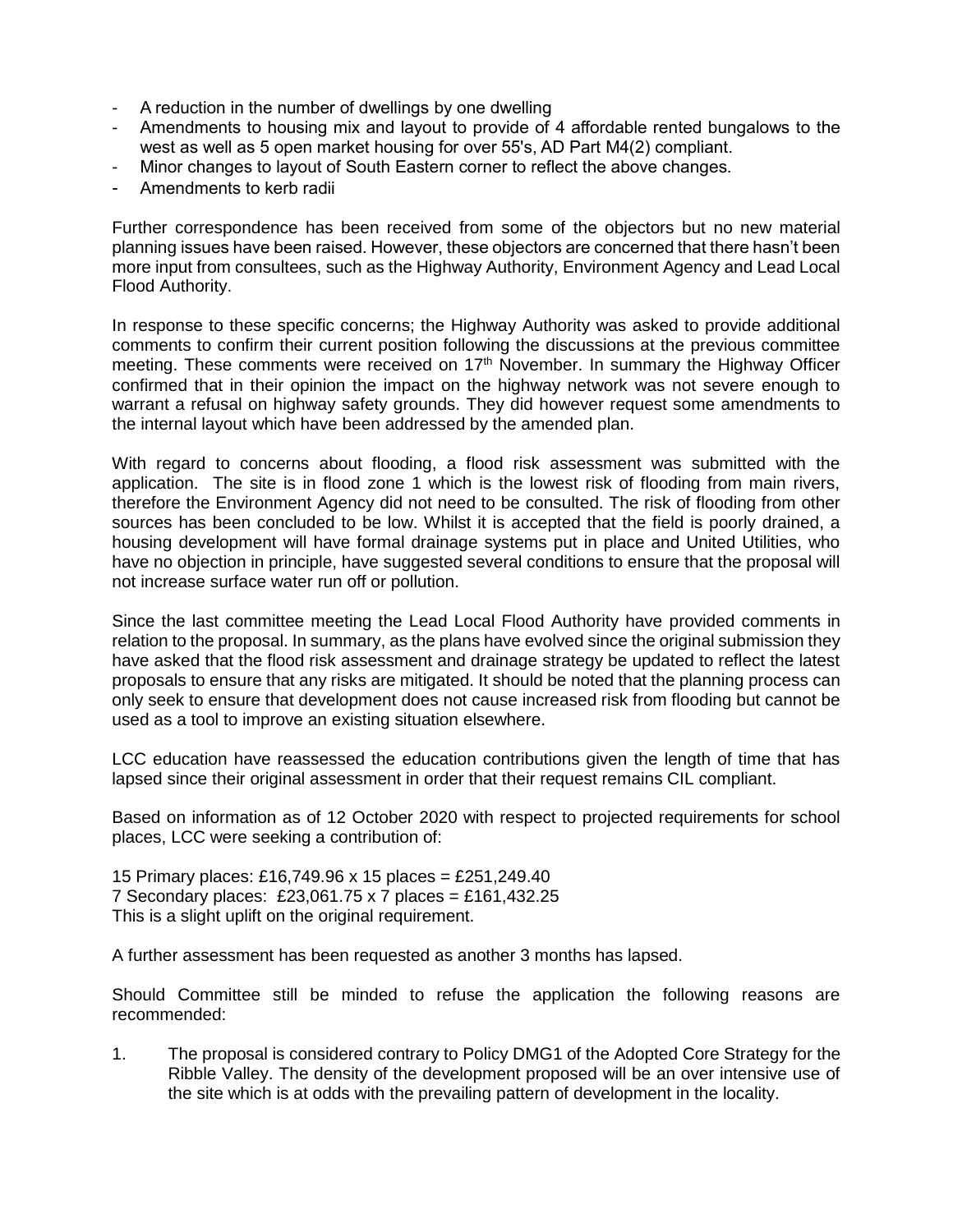- A reduction in the number of dwellings by one dwelling
- Amendments to housing mix and layout to provide of 4 affordable rented bungalows to the west as well as 5 open market housing for over 55's, AD Part M4(2) compliant.
- Minor changes to layout of South Eastern corner to reflect the above changes.
- Amendments to kerb radii

Further correspondence has been received from some of the objectors but no new material planning issues have been raised. However, these objectors are concerned that there hasn't been more input from consultees, such as the Highway Authority, Environment Agency and Lead Local Flood Authority.

In response to these specific concerns; the Highway Authority was asked to provide additional comments to confirm their current position following the discussions at the previous committee meeting. These comments were received on 17th November. In summary the Highway Officer confirmed that in their opinion the impact on the highway network was not severe enough to warrant a refusal on highway safety grounds. They did however request some amendments to the internal layout which have been addressed by the amended plan.

With regard to concerns about flooding, a flood risk assessment was submitted with the application. The site is in flood zone 1 which is the lowest risk of flooding from main rivers, therefore the Environment Agency did not need to be consulted. The risk of flooding from other sources has been concluded to be low. Whilst it is accepted that the field is poorly drained, a housing development will have formal drainage systems put in place and United Utilities, who have no objection in principle, have suggested several conditions to ensure that the proposal will not increase surface water run off or pollution.

Since the last committee meeting the Lead Local Flood Authority have provided comments in relation to the proposal. In summary, as the plans have evolved since the original submission they have asked that the flood risk assessment and drainage strategy be updated to reflect the latest proposals to ensure that any risks are mitigated. It should be noted that the planning process can only seek to ensure that development does not cause increased risk from flooding but cannot be used as a tool to improve an existing situation elsewhere.

LCC education have reassessed the education contributions given the length of time that has lapsed since their original assessment in order that their request remains CIL compliant.

Based on information as of 12 October 2020 with respect to projected requirements for school places, LCC were seeking a contribution of:

15 Primary places: £16,749.96 x 15 places = £251,249.40
7 Secondary places: £23,061.75 x 7 places = £161,432.25
This is a slight uplift on the original requirement.

A further assessment has been requested as another 3 months has lapsed.

Should Committee still be minded to refuse the application the following reasons are recommended:

1. The proposal is considered contrary to Policy DMG1 of the Adopted Core Strategy for the Ribble Valley. The density of the development proposed will be an over intensive use of the site which is at odds with the prevailing pattern of development in the locality.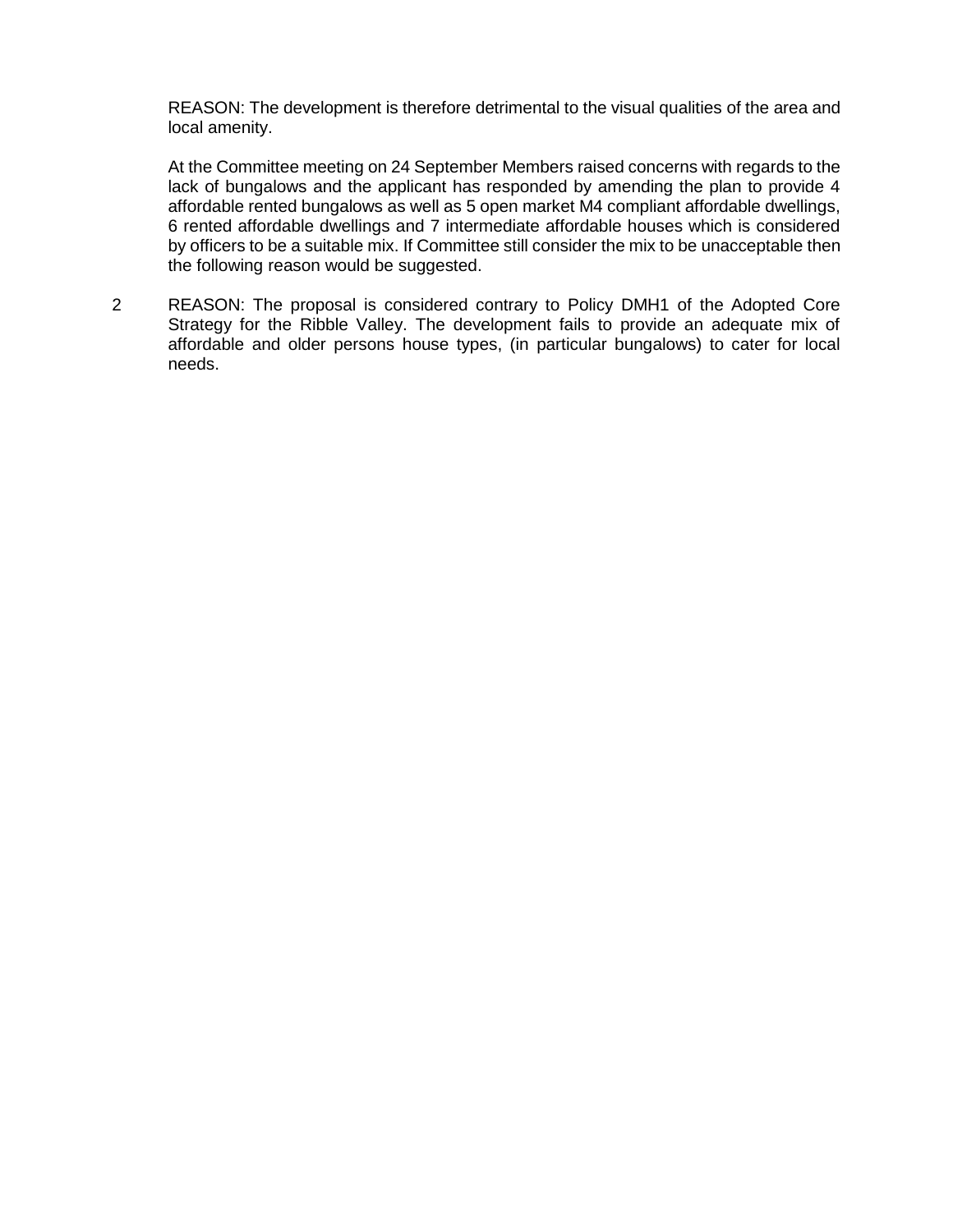REASON: The development is therefore detrimental to the visual qualities of the area and local amenity.

At the Committee meeting on 24 September Members raised concerns with regards to the lack of bungalows and the applicant has responded by amending the plan to provide 4 affordable rented bungalows as well as 5 open market M4 compliant affordable dwellings, 6 rented affordable dwellings and 7 intermediate affordable houses which is considered by officers to be a suitable mix. If Committee still consider the mix to be unacceptable then the following reason would be suggested.

2 REASON: The proposal is considered contrary to Policy DMH1 of the Adopted Core Strategy for the Ribble Valley. The development fails to provide an adequate mix of affordable and older persons house types, (in particular bungalows) to cater for local needs.